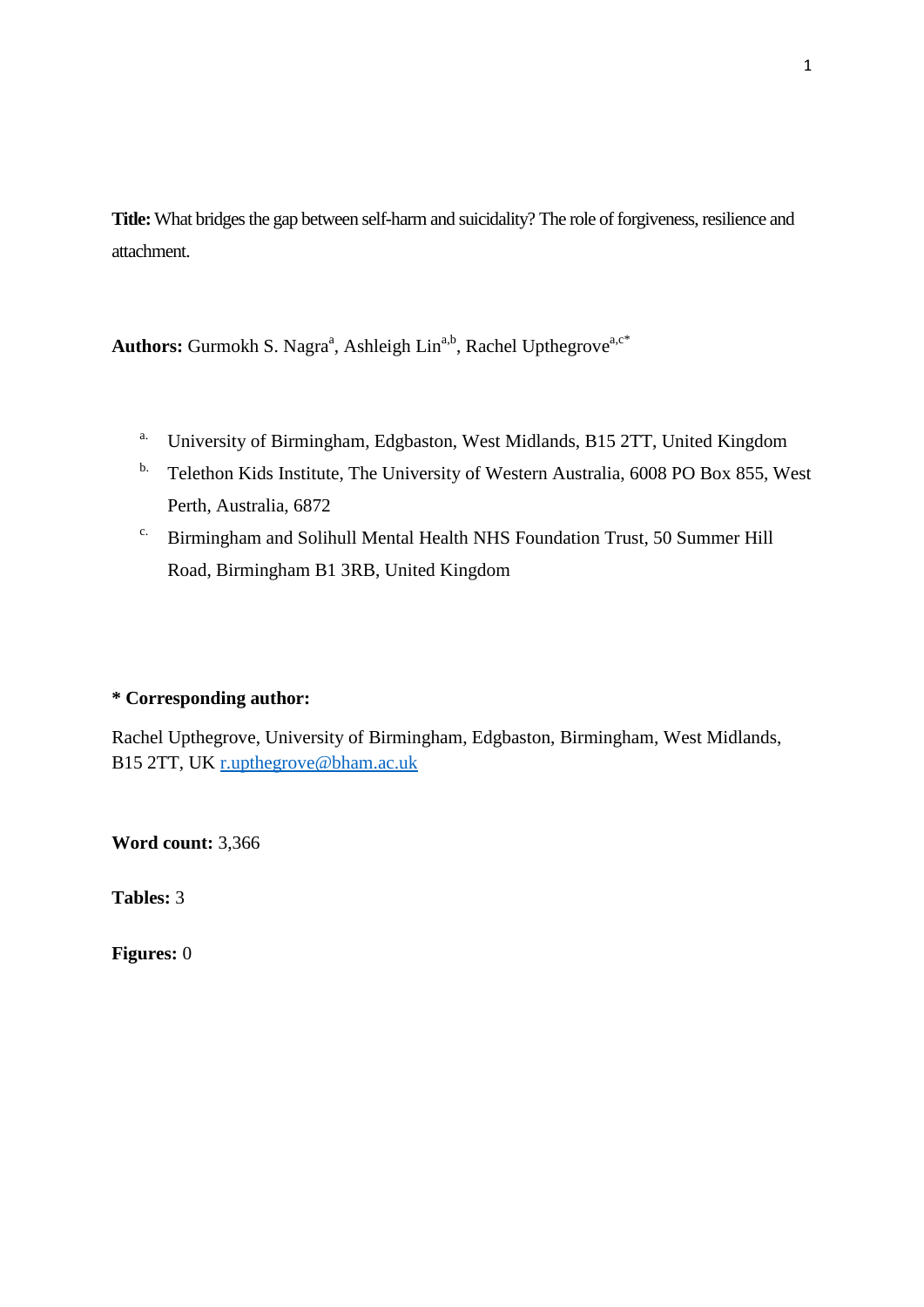**Title:** What bridges the gap between self-harm and suicidality? The role of forgiveness, resilience and attachment.

**Authors:** Gurmokh S. Nagra[a], Ashleigh Lin[a,b], Rachel Upthegrove[a,c*]

a. University of Birmingham, Edgbaston, West Midlands, B15 2TT, United Kingdom
b. Telethon Kids Institute, The University of Western Australia, 6008 PO Box 855, West Perth, Australia, 6872
c. Birmingham and Solihull Mental Health NHS Foundation Trust, 50 Summer Hill Road, Birmingham B1 3RB, United Kingdom

**\* Corresponding author:**

Rachel Upthegrove, University of Birmingham, Edgbaston, Birmingham, West Midlands, B15 2TT, UK r.upthegrove@bham.ac.uk

**Word count:** 3,366

**Tables:** 3

**Figures:** 0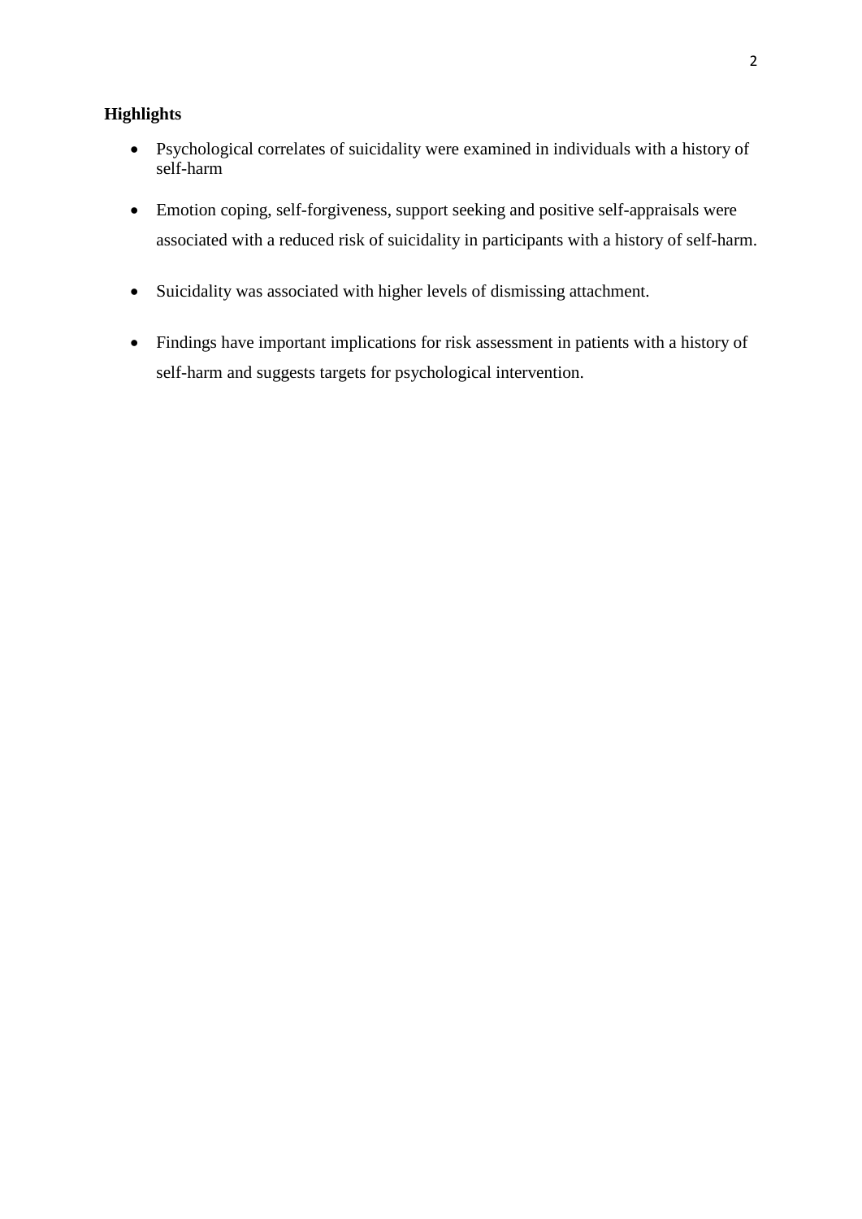**Highlights**

- Psychological correlates of suicidality were examined in individuals with a history of self-harm
- Emotion coping, self-forgiveness, support seeking and positive self-appraisals were associated with a reduced risk of suicidality in participants with a history of self-harm.
- Suicidality was associated with higher levels of dismissing attachment.
- Findings have important implications for risk assessment in patients with a history of self-harm and suggests targets for psychological intervention.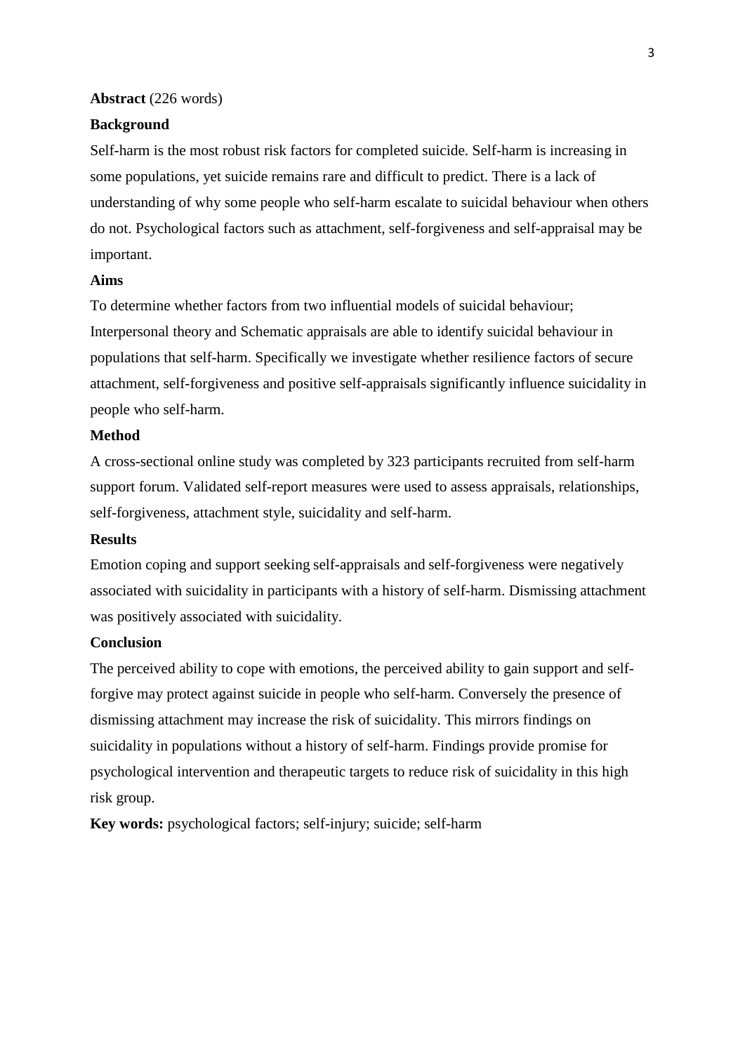**Abstract** (226 words)

**Background**

Self-harm is the most robust risk factors for completed suicide. Self-harm is increasing in some populations, yet suicide remains rare and difficult to predict. There is a lack of understanding of why some people who self-harm escalate to suicidal behaviour when others do not. Psychological factors such as attachment, self-forgiveness and self-appraisal may be important.

**Aims**

To determine whether factors from two influential models of suicidal behaviour; Interpersonal theory and Schematic appraisals are able to identify suicidal behaviour in populations that self-harm. Specifically we investigate whether resilience factors of secure attachment, self-forgiveness and positive self-appraisals significantly influence suicidality in people who self-harm.

**Method**

A cross-sectional online study was completed by 323 participants recruited from self-harm support forum. Validated self-report measures were used to assess appraisals, relationships, self-forgiveness, attachment style, suicidality and self-harm.

**Results**

Emotion coping and support seeking self-appraisals and self-forgiveness were negatively associated with suicidality in participants with a history of self-harm. Dismissing attachment was positively associated with suicidality.

**Conclusion**

The perceived ability to cope with emotions, the perceived ability to gain support and self-forgive may protect against suicide in people who self-harm. Conversely the presence of dismissing attachment may increase the risk of suicidality. This mirrors findings on suicidality in populations without a history of self-harm. Findings provide promise for psychological intervention and therapeutic targets to reduce risk of suicidality in this high risk group.

**Key words:** psychological factors; self-injury; suicide; self-harm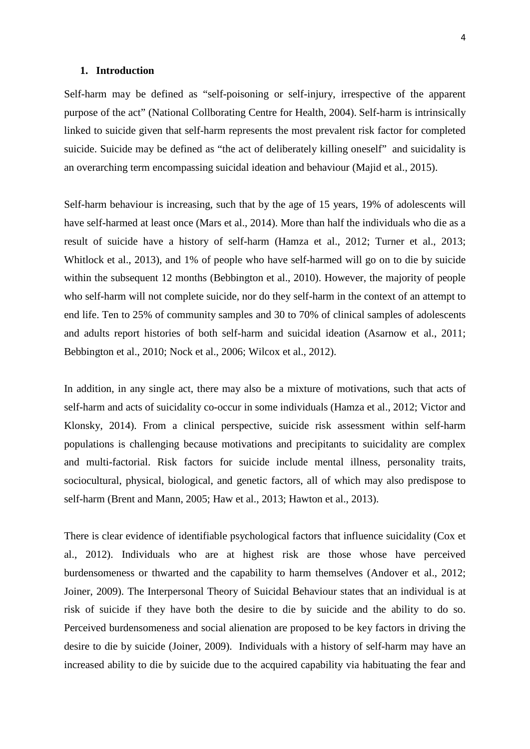## 1. Introduction

Self-harm may be defined as "self-poisoning or self-injury, irrespective of the apparent purpose of the act" (National Collborating Centre for Health, 2004). Self-harm is intrinsically linked to suicide given that self-harm represents the most prevalent risk factor for completed suicide. Suicide may be defined as "the act of deliberately killing oneself" and suicidality is an overarching term encompassing suicidal ideation and behaviour (Majid et al., 2015).

Self-harm behaviour is increasing, such that by the age of 15 years, 19% of adolescents will have self-harmed at least once (Mars et al., 2014). More than half the individuals who die as a result of suicide have a history of self-harm (Hamza et al., 2012; Turner et al., 2013; Whitlock et al., 2013), and 1% of people who have self-harmed will go on to die by suicide within the subsequent 12 months (Bebbington et al., 2010). However, the majority of people who self-harm will not complete suicide, nor do they self-harm in the context of an attempt to end life. Ten to 25% of community samples and 30 to 70% of clinical samples of adolescents and adults report histories of both self-harm and suicidal ideation (Asarnow et al., 2011; Bebbington et al., 2010; Nock et al., 2006; Wilcox et al., 2012).

In addition, in any single act, there may also be a mixture of motivations, such that acts of self-harm and acts of suicidality co-occur in some individuals (Hamza et al., 2012; Victor and Klonsky, 2014). From a clinical perspective, suicide risk assessment within self-harm populations is challenging because motivations and precipitants to suicidality are complex and multi-factorial. Risk factors for suicide include mental illness, personality traits, sociocultural, physical, biological, and genetic factors, all of which may also predispose to self-harm (Brent and Mann, 2005; Haw et al., 2013; Hawton et al., 2013).

There is clear evidence of identifiable psychological factors that influence suicidality (Cox et al., 2012). Individuals who are at highest risk are those whose have perceived burdensomeness or thwarted and the capability to harm themselves (Andover et al., 2012; Joiner, 2009). The Interpersonal Theory of Suicidal Behaviour states that an individual is at risk of suicide if they have both the desire to die by suicide and the ability to do so. Perceived burdensomeness and social alienation are proposed to be key factors in driving the desire to die by suicide (Joiner, 2009). Individuals with a history of self-harm may have an increased ability to die by suicide due to the acquired capability via habituating the fear and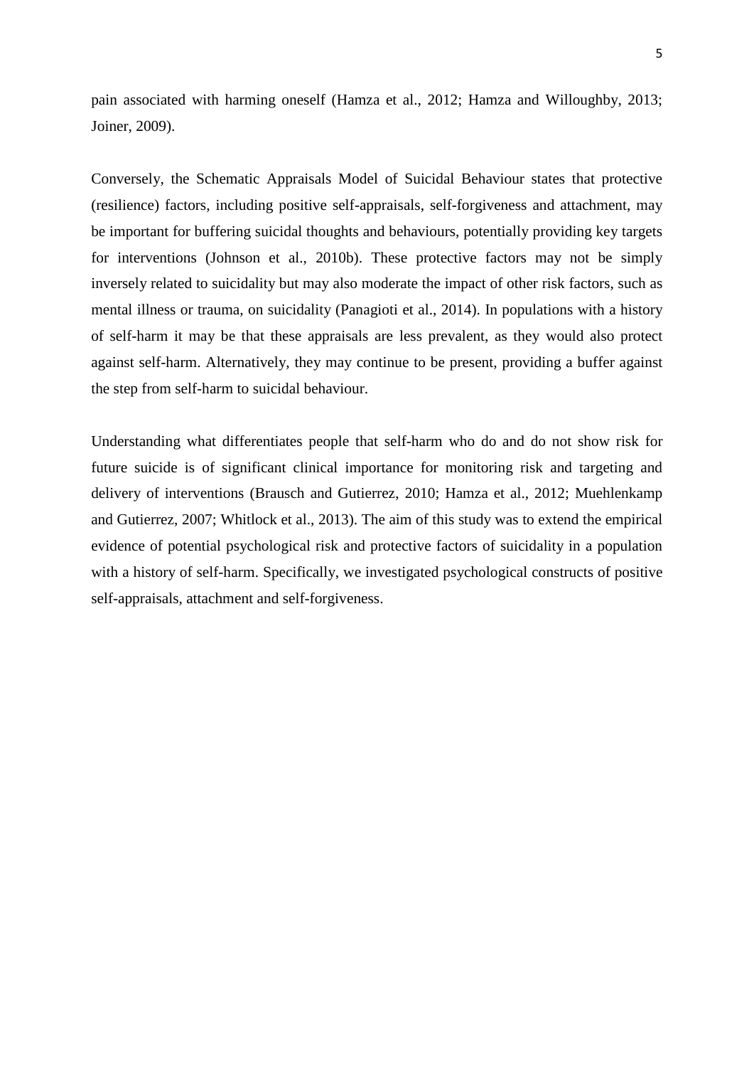pain associated with harming oneself (Hamza et al., 2012; Hamza and Willoughby, 2013; Joiner, 2009).

Conversely, the Schematic Appraisals Model of Suicidal Behaviour states that protective (resilience) factors, including positive self-appraisals, self-forgiveness and attachment, may be important for buffering suicidal thoughts and behaviours, potentially providing key targets for interventions (Johnson et al., 2010b). These protective factors may not be simply inversely related to suicidality but may also moderate the impact of other risk factors, such as mental illness or trauma, on suicidality (Panagioti et al., 2014). In populations with a history of self-harm it may be that these appraisals are less prevalent, as they would also protect against self-harm. Alternatively, they may continue to be present, providing a buffer against the step from self-harm to suicidal behaviour.

Understanding what differentiates people that self-harm who do and do not show risk for future suicide is of significant clinical importance for monitoring risk and targeting and delivery of interventions (Brausch and Gutierrez, 2010; Hamza et al., 2012; Muehlenkamp and Gutierrez, 2007; Whitlock et al., 2013). The aim of this study was to extend the empirical evidence of potential psychological risk and protective factors of suicidality in a population with a history of self-harm. Specifically, we investigated psychological constructs of positive self-appraisals, attachment and self-forgiveness.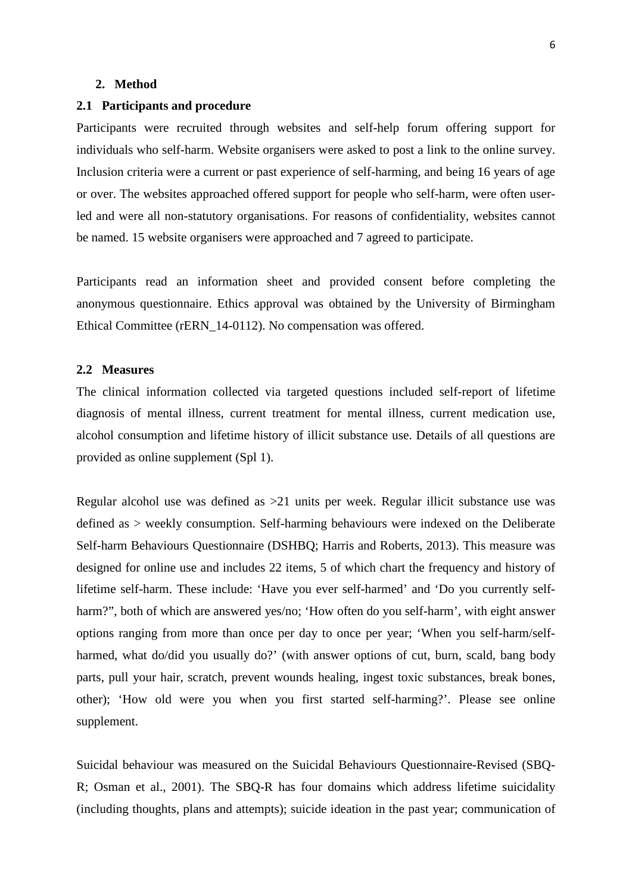## 2. Method

### 2.1 Participants and procedure

Participants were recruited through websites and self-help forum offering support for individuals who self-harm. Website organisers were asked to post a link to the online survey. Inclusion criteria were a current or past experience of self-harming, and being 16 years of age or over. The websites approached offered support for people who self-harm, were often user-led and were all non-statutory organisations. For reasons of confidentiality, websites cannot be named. 15 website organisers were approached and 7 agreed to participate.

Participants read an information sheet and provided consent before completing the anonymous questionnaire. Ethics approval was obtained by the University of Birmingham Ethical Committee (rERN_14-0112). No compensation was offered.

### 2.2 Measures

The clinical information collected via targeted questions included self-report of lifetime diagnosis of mental illness, current treatment for mental illness, current medication use, alcohol consumption and lifetime history of illicit substance use. Details of all questions are provided as online supplement (Spl 1).

Regular alcohol use was defined as >21 units per week. Regular illicit substance use was defined as > weekly consumption. Self-harming behaviours were indexed on the Deliberate Self-harm Behaviours Questionnaire (DSHBQ; Harris and Roberts, 2013). This measure was designed for online use and includes 22 items, 5 of which chart the frequency and history of lifetime self-harm. These include: 'Have you ever self-harmed' and 'Do you currently self-harm?", both of which are answered yes/no; 'How often do you self-harm', with eight answer options ranging from more than once per day to once per year; 'When you self-harm/self-harmed, what do/did you usually do?' (with answer options of cut, burn, scald, bang body parts, pull your hair, scratch, prevent wounds healing, ingest toxic substances, break bones, other); 'How old were you when you first started self-harming?'. Please see online supplement.

Suicidal behaviour was measured on the Suicidal Behaviours Questionnaire-Revised (SBQ-R; Osman et al., 2001). The SBQ-R has four domains which address lifetime suicidality (including thoughts, plans and attempts); suicide ideation in the past year; communication of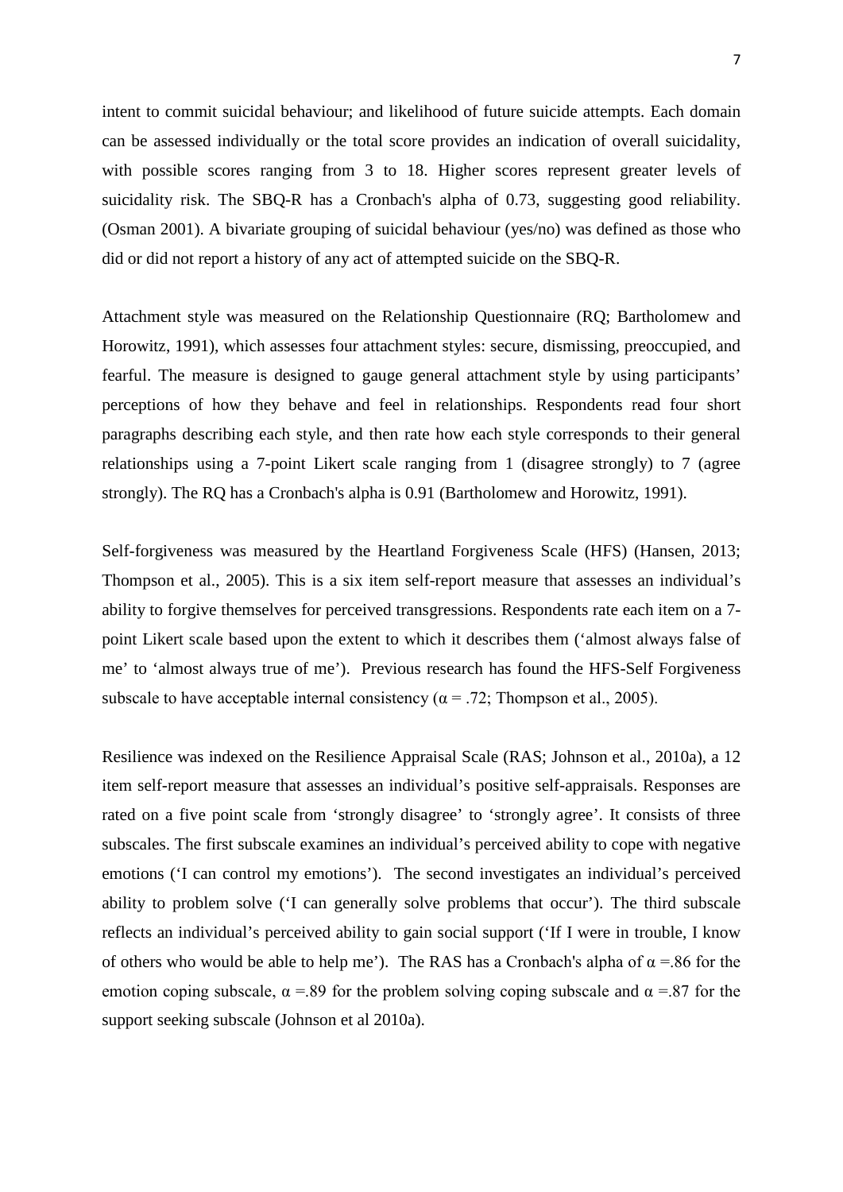intent to commit suicidal behaviour; and likelihood of future suicide attempts. Each domain can be assessed individually or the total score provides an indication of overall suicidality, with possible scores ranging from 3 to 18. Higher scores represent greater levels of suicidality risk. The SBQ-R has a Cronbach's alpha of 0.73, suggesting good reliability. (Osman 2001). A bivariate grouping of suicidal behaviour (yes/no) was defined as those who did or did not report a history of any act of attempted suicide on the SBQ-R.

Attachment style was measured on the Relationship Questionnaire (RQ; Bartholomew and Horowitz, 1991), which assesses four attachment styles: secure, dismissing, preoccupied, and fearful. The measure is designed to gauge general attachment style by using participants' perceptions of how they behave and feel in relationships. Respondents read four short paragraphs describing each style, and then rate how each style corresponds to their general relationships using a 7-point Likert scale ranging from 1 (disagree strongly) to 7 (agree strongly). The RQ has a Cronbach's alpha is 0.91 (Bartholomew and Horowitz, 1991).

Self-forgiveness was measured by the Heartland Forgiveness Scale (HFS) (Hansen, 2013; Thompson et al., 2005). This is a six item self-report measure that assesses an individual's ability to forgive themselves for perceived transgressions. Respondents rate each item on a 7-point Likert scale based upon the extent to which it describes them ('almost always false of me' to 'almost always true of me'). Previous research has found the HFS-Self Forgiveness subscale to have acceptable internal consistency ($\alpha = .72$; Thompson et al., 2005).

Resilience was indexed on the Resilience Appraisal Scale (RAS; Johnson et al., 2010a), a 12 item self-report measure that assesses an individual's positive self-appraisals. Responses are rated on a five point scale from 'strongly disagree' to 'strongly agree'. It consists of three subscales. The first subscale examines an individual's perceived ability to cope with negative emotions ('I can control my emotions'). The second investigates an individual's perceived ability to problem solve ('I can generally solve problems that occur'). The third subscale reflects an individual's perceived ability to gain social support ('If I were in trouble, I know of others who would be able to help me'). The RAS has a Cronbach's alpha of $\alpha = .86$ for the emotion coping subscale, $\alpha = .89$ for the problem solving coping subscale and $\alpha = .87$ for the support seeking subscale (Johnson et al 2010a).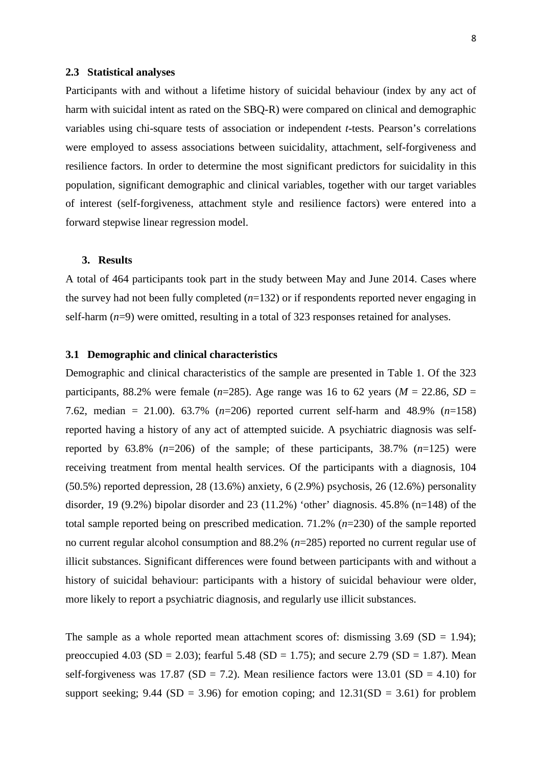### 2.3 Statistical analyses

Participants with and without a lifetime history of suicidal behaviour (index by any act of harm with suicidal intent as rated on the SBQ-R) were compared on clinical and demographic variables using chi-square tests of association or independent *t*-tests. Pearson's correlations were employed to assess associations between suicidality, attachment, self-forgiveness and resilience factors. In order to determine the most significant predictors for suicidality in this population, significant demographic and clinical variables, together with our target variables of interest (self-forgiveness, attachment style and resilience factors) were entered into a forward stepwise linear regression model.

## 3. Results

A total of 464 participants took part in the study between May and June 2014. Cases where the survey had not been fully completed (*n*=132) or if respondents reported never engaging in self-harm (*n*=9) were omitted, resulting in a total of 323 responses retained for analyses.

### 3.1 Demographic and clinical characteristics

Demographic and clinical characteristics of the sample are presented in Table 1. Of the 323 participants, 88.2% were female (*n*=285). Age range was 16 to 62 years ($M$ = 22.86, $SD$ = 7.62, median = 21.00). 63.7% (*n*=206) reported current self-harm and 48.9% (*n*=158) reported having a history of any act of attempted suicide. A psychiatric diagnosis was self-reported by 63.8% (*n*=206) of the sample; of these participants, 38.7% (*n*=125) were receiving treatment from mental health services. Of the participants with a diagnosis, 104 (50.5%) reported depression, 28 (13.6%) anxiety, 6 (2.9%) psychosis, 26 (12.6%) personality disorder, 19 (9.2%) bipolar disorder and 23 (11.2%) 'other' diagnosis. 45.8% (n=148) of the total sample reported being on prescribed medication. 71.2% (*n*=230) of the sample reported no current regular alcohol consumption and 88.2% (*n*=285) reported no current regular use of illicit substances. Significant differences were found between participants with and without a history of suicidal behaviour: participants with a history of suicidal behaviour were older, more likely to report a psychiatric diagnosis, and regularly use illicit substances.

The sample as a whole reported mean attachment scores of: dismissing 3.69 (SD = 1.94); preoccupied 4.03 (SD = 2.03); fearful 5.48 (SD = 1.75); and secure 2.79 (SD = 1.87). Mean self-forgiveness was 17.87 (SD = 7.2). Mean resilience factors were 13.01 (SD = 4.10) for support seeking; 9.44 (SD = 3.96) for emotion coping; and 12.31(SD = 3.61) for problem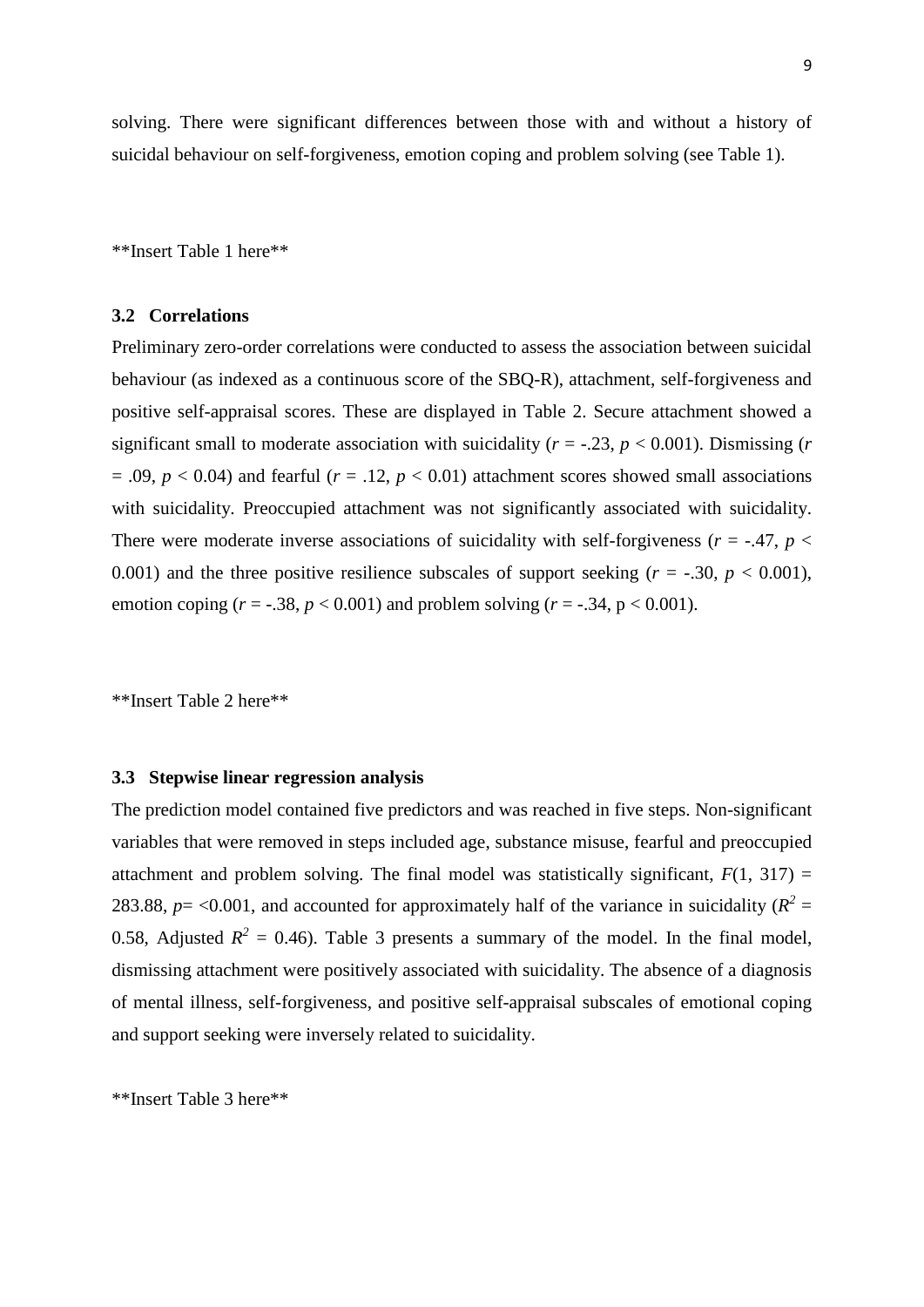solving. There were significant differences between those with and without a history of suicidal behaviour on self-forgiveness, emotion coping and problem solving (see Table 1).

**Insert Table 1 here**

### 3.2 Correlations

Preliminary zero-order correlations were conducted to assess the association between suicidal behaviour (as indexed as a continuous score of the SBQ-R), attachment, self-forgiveness and positive self-appraisal scores. These are displayed in Table 2. Secure attachment showed a significant small to moderate association with suicidality ($r$ = -.23, $p$ < 0.001). Dismissing ($r$ = .09, $p$ < 0.04) and fearful ($r$ = .12, $p$ < 0.01) attachment scores showed small associations with suicidality. Preoccupied attachment was not significantly associated with suicidality. There were moderate inverse associations of suicidality with self-forgiveness ($r$ = -.47, $p$ < 0.001) and the three positive resilience subscales of support seeking ($r$ = -.30, $p$ < 0.001), emotion coping ($r$ = -.38, $p$ < 0.001) and problem solving ($r$ = -.34, p < 0.001).

**Insert Table 2 here**

### 3.3 Stepwise linear regression analysis

The prediction model contained five predictors and was reached in five steps. Non-significant variables that were removed in steps included age, substance misuse, fearful and preoccupied attachment and problem solving. The final model was statistically significant, $F(1, 317)$ = 283.88, $p$= <0.001, and accounted for approximately half of the variance in suicidality ($R^2$ = 0.58, Adjusted $R^2$ = 0.46). Table 3 presents a summary of the model. In the final model, dismissing attachment were positively associated with suicidality. The absence of a diagnosis of mental illness, self-forgiveness, and positive self-appraisal subscales of emotional coping and support seeking were inversely related to suicidality.

**Insert Table 3 here**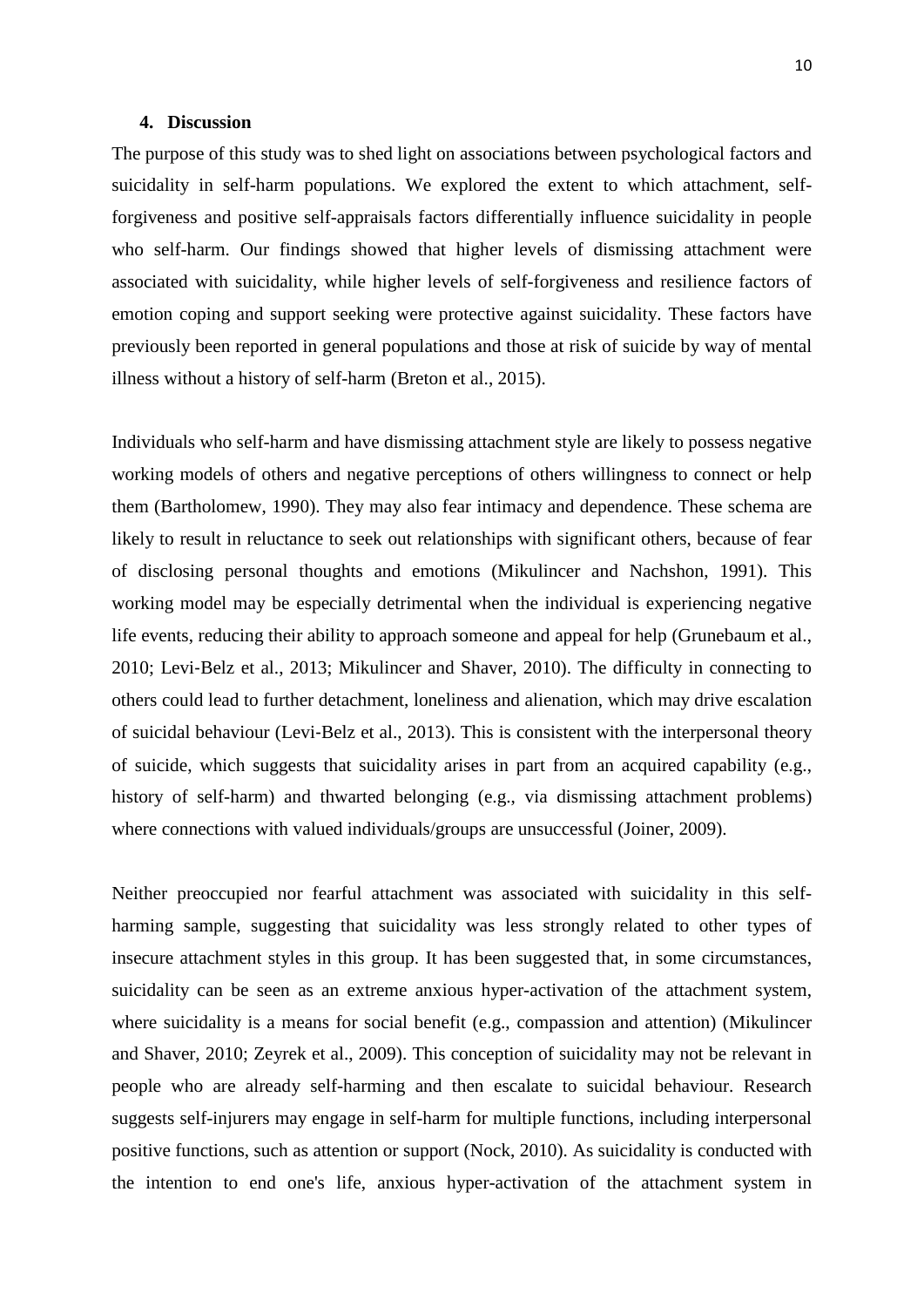## 4. Discussion

The purpose of this study was to shed light on associations between psychological factors and suicidality in self-harm populations. We explored the extent to which attachment, self-forgiveness and positive self-appraisals factors differentially influence suicidality in people who self-harm. Our findings showed that higher levels of dismissing attachment were associated with suicidality, while higher levels of self-forgiveness and resilience factors of emotion coping and support seeking were protective against suicidality. These factors have previously been reported in general populations and those at risk of suicide by way of mental illness without a history of self-harm (Breton et al., 2015).

Individuals who self-harm and have dismissing attachment style are likely to possess negative working models of others and negative perceptions of others willingness to connect or help them (Bartholomew, 1990). They may also fear intimacy and dependence. These schema are likely to result in reluctance to seek out relationships with significant others, because of fear of disclosing personal thoughts and emotions (Mikulincer and Nachshon, 1991). This working model may be especially detrimental when the individual is experiencing negative life events, reducing their ability to approach someone and appeal for help (Grunebaum et al., 2010; Levi-Belz et al., 2013; Mikulincer and Shaver, 2010). The difficulty in connecting to others could lead to further detachment, loneliness and alienation, which may drive escalation of suicidal behaviour (Levi-Belz et al., 2013). This is consistent with the interpersonal theory of suicide, which suggests that suicidality arises in part from an acquired capability (e.g., history of self-harm) and thwarted belonging (e.g., via dismissing attachment problems) where connections with valued individuals/groups are unsuccessful (Joiner, 2009).

Neither preoccupied nor fearful attachment was associated with suicidality in this self-harming sample, suggesting that suicidality was less strongly related to other types of insecure attachment styles in this group. It has been suggested that, in some circumstances, suicidality can be seen as an extreme anxious hyper-activation of the attachment system, where suicidality is a means for social benefit (e.g., compassion and attention) (Mikulincer and Shaver, 2010; Zeyrek et al., 2009). This conception of suicidality may not be relevant in people who are already self-harming and then escalate to suicidal behaviour. Research suggests self-injurers may engage in self-harm for multiple functions, including interpersonal positive functions, such as attention or support (Nock, 2010). As suicidality is conducted with the intention to end one's life, anxious hyper-activation of the attachment system in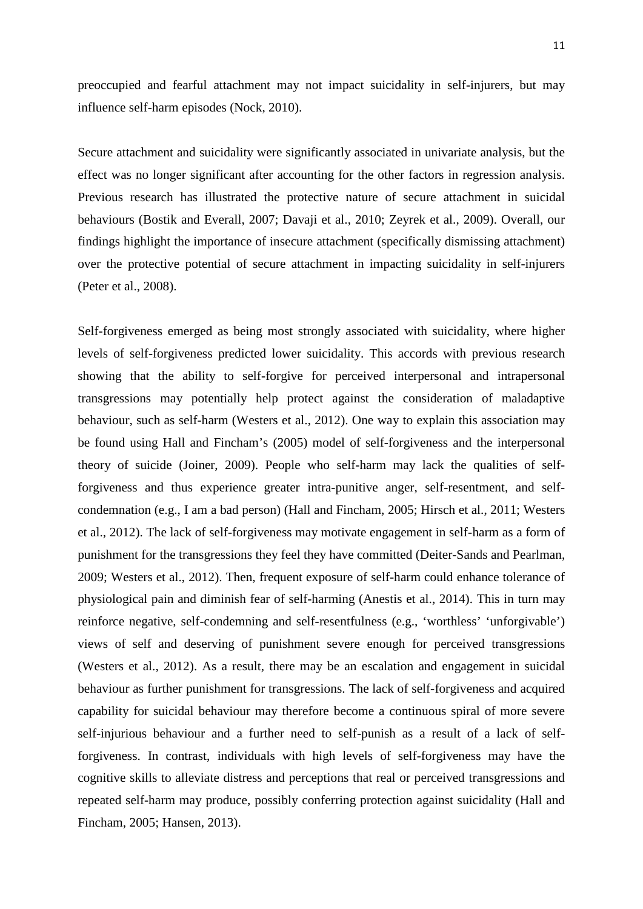preoccupied and fearful attachment may not impact suicidality in self-injurers, but may influence self-harm episodes (Nock, 2010).

Secure attachment and suicidality were significantly associated in univariate analysis, but the effect was no longer significant after accounting for the other factors in regression analysis. Previous research has illustrated the protective nature of secure attachment in suicidal behaviours (Bostik and Everall, 2007; Davaji et al., 2010; Zeyrek et al., 2009). Overall, our findings highlight the importance of insecure attachment (specifically dismissing attachment) over the protective potential of secure attachment in impacting suicidality in self-injurers (Peter et al., 2008).

Self-forgiveness emerged as being most strongly associated with suicidality, where higher levels of self-forgiveness predicted lower suicidality. This accords with previous research showing that the ability to self-forgive for perceived interpersonal and intrapersonal transgressions may potentially help protect against the consideration of maladaptive behaviour, such as self-harm (Westers et al., 2012). One way to explain this association may be found using Hall and Fincham's (2005) model of self-forgiveness and the interpersonal theory of suicide (Joiner, 2009). People who self-harm may lack the qualities of self-forgiveness and thus experience greater intra-punitive anger, self-resentment, and self-condemnation (e.g., I am a bad person) (Hall and Fincham, 2005; Hirsch et al., 2011; Westers et al., 2012). The lack of self-forgiveness may motivate engagement in self-harm as a form of punishment for the transgressions they feel they have committed (Deiter-Sands and Pearlman, 2009; Westers et al., 2012). Then, frequent exposure of self-harm could enhance tolerance of physiological pain and diminish fear of self-harming (Anestis et al., 2014). This in turn may reinforce negative, self-condemning and self-resentfulness (e.g., 'worthless' 'unforgivable') views of self and deserving of punishment severe enough for perceived transgressions (Westers et al., 2012). As a result, there may be an escalation and engagement in suicidal behaviour as further punishment for transgressions. The lack of self-forgiveness and acquired capability for suicidal behaviour may therefore become a continuous spiral of more severe self-injurious behaviour and a further need to self-punish as a result of a lack of self-forgiveness. In contrast, individuals with high levels of self-forgiveness may have the cognitive skills to alleviate distress and perceptions that real or perceived transgressions and repeated self-harm may produce, possibly conferring protection against suicidality (Hall and Fincham, 2005; Hansen, 2013).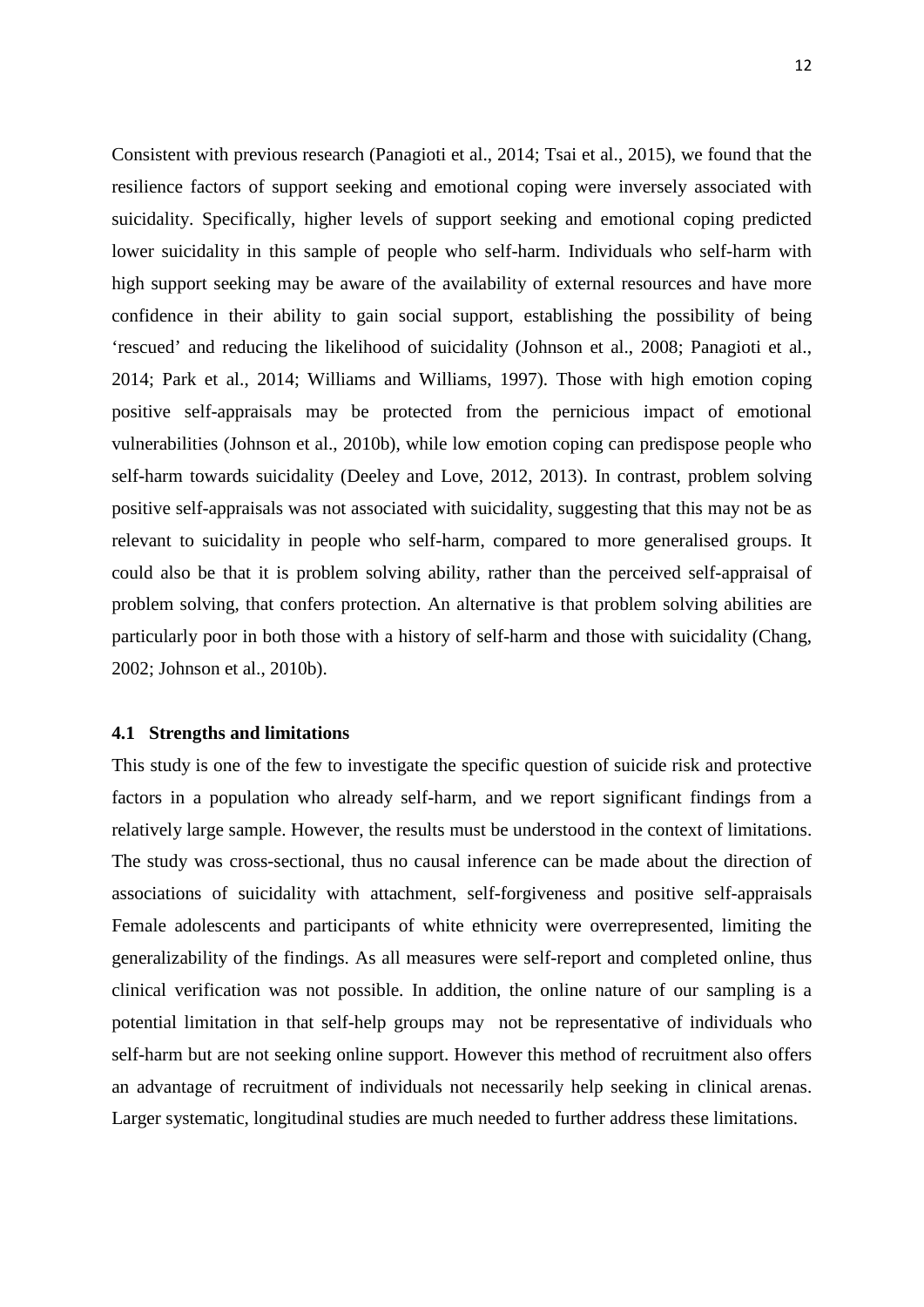Consistent with previous research (Panagioti et al., 2014; Tsai et al., 2015), we found that the resilience factors of support seeking and emotional coping were inversely associated with suicidality. Specifically, higher levels of support seeking and emotional coping predicted lower suicidality in this sample of people who self-harm. Individuals who self-harm with high support seeking may be aware of the availability of external resources and have more confidence in their ability to gain social support, establishing the possibility of being 'rescued' and reducing the likelihood of suicidality (Johnson et al., 2008; Panagioti et al., 2014; Park et al., 2014; Williams and Williams, 1997). Those with high emotion coping positive self-appraisals may be protected from the pernicious impact of emotional vulnerabilities (Johnson et al., 2010b), while low emotion coping can predispose people who self-harm towards suicidality (Deeley and Love, 2012, 2013). In contrast, problem solving positive self-appraisals was not associated with suicidality, suggesting that this may not be as relevant to suicidality in people who self-harm, compared to more generalised groups. It could also be that it is problem solving ability, rather than the perceived self-appraisal of problem solving, that confers protection. An alternative is that problem solving abilities are particularly poor in both those with a history of self-harm and those with suicidality (Chang, 2002; Johnson et al., 2010b).

## 4.1 Strengths and limitations

This study is one of the few to investigate the specific question of suicide risk and protective factors in a population who already self-harm, and we report significant findings from a relatively large sample. However, the results must be understood in the context of limitations. The study was cross-sectional, thus no causal inference can be made about the direction of associations of suicidality with attachment, self-forgiveness and positive self-appraisals Female adolescents and participants of white ethnicity were overrepresented, limiting the generalizability of the findings. As all measures were self-report and completed online, thus clinical verification was not possible. In addition, the online nature of our sampling is a potential limitation in that self-help groups may not be representative of individuals who self-harm but are not seeking online support. However this method of recruitment also offers an advantage of recruitment of individuals not necessarily help seeking in clinical arenas. Larger systematic, longitudinal studies are much needed to further address these limitations.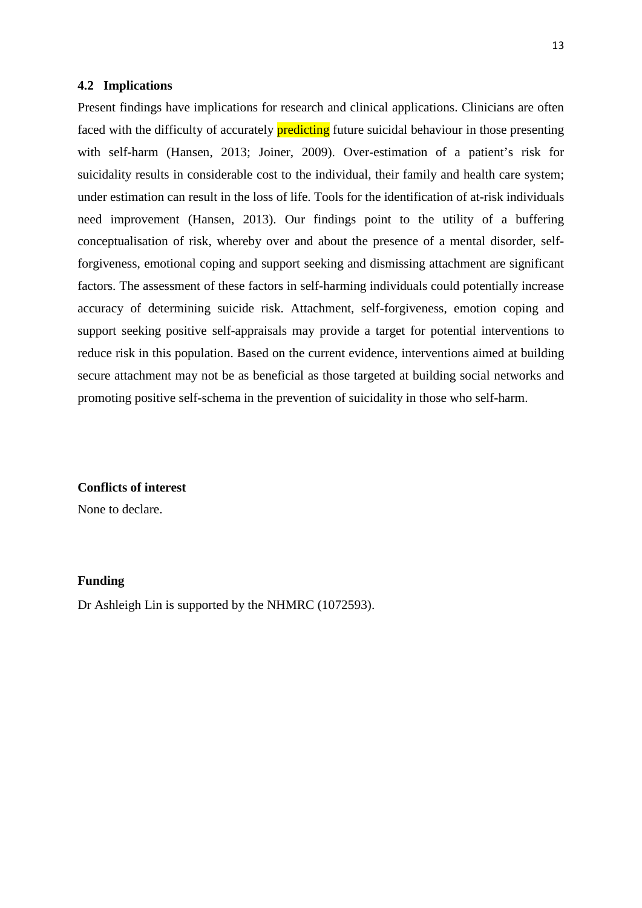### 4.2 Implications

Present findings have implications for research and clinical applications. Clinicians are often faced with the difficulty of accurately predicting future suicidal behaviour in those presenting with self-harm (Hansen, 2013; Joiner, 2009). Over-estimation of a patient's risk for suicidality results in considerable cost to the individual, their family and health care system; under estimation can result in the loss of life. Tools for the identification of at-risk individuals need improvement (Hansen, 2013). Our findings point to the utility of a buffering conceptualisation of risk, whereby over and about the presence of a mental disorder, self-forgiveness, emotional coping and support seeking and dismissing attachment are significant factors. The assessment of these factors in self-harming individuals could potentially increase accuracy of determining suicide risk. Attachment, self-forgiveness, emotion coping and support seeking positive self-appraisals may provide a target for potential interventions to reduce risk in this population. Based on the current evidence, interventions aimed at building secure attachment may not be as beneficial as those targeted at building social networks and promoting positive self-schema in the prevention of suicidality in those who self-harm.

**Conflicts of interest**

None to declare.

**Funding**

Dr Ashleigh Lin is supported by the NHMRC (1072593).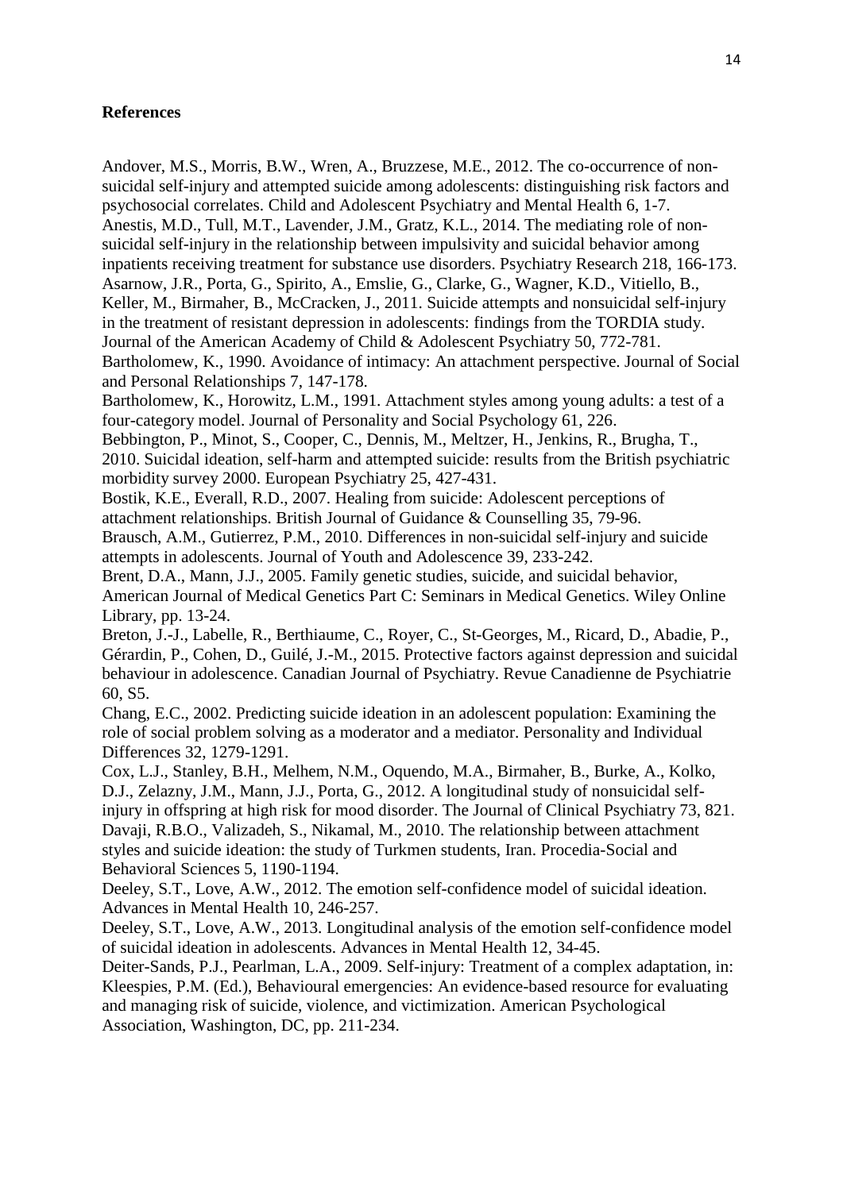## References

Andover, M.S., Morris, B.W., Wren, A., Bruzzese, M.E., 2012. The co-occurrence of non-suicidal self-injury and attempted suicide among adolescents: distinguishing risk factors and psychosocial correlates. Child and Adolescent Psychiatry and Mental Health 6, 1-7.

Anestis, M.D., Tull, M.T., Lavender, J.M., Gratz, K.L., 2014. The mediating role of non-suicidal self-injury in the relationship between impulsivity and suicidal behavior among inpatients receiving treatment for substance use disorders. Psychiatry Research 218, 166-173.

Asarnow, J.R., Porta, G., Spirito, A., Emslie, G., Clarke, G., Wagner, K.D., Vitiello, B., Keller, M., Birmaher, B., McCracken, J., 2011. Suicide attempts and nonsuicidal self-injury in the treatment of resistant depression in adolescents: findings from the TORDIA study. Journal of the American Academy of Child & Adolescent Psychiatry 50, 772-781.

Bartholomew, K., 1990. Avoidance of intimacy: An attachment perspective. Journal of Social and Personal Relationships 7, 147-178.

Bartholomew, K., Horowitz, L.M., 1991. Attachment styles among young adults: a test of a four-category model. Journal of Personality and Social Psychology 61, 226.

Bebbington, P., Minot, S., Cooper, C., Dennis, M., Meltzer, H., Jenkins, R., Brugha, T., 2010. Suicidal ideation, self-harm and attempted suicide: results from the British psychiatric morbidity survey 2000. European Psychiatry 25, 427-431.

Bostik, K.E., Everall, R.D., 2007. Healing from suicide: Adolescent perceptions of attachment relationships. British Journal of Guidance & Counselling 35, 79-96.

Brausch, A.M., Gutierrez, P.M., 2010. Differences in non-suicidal self-injury and suicide attempts in adolescents. Journal of Youth and Adolescence 39, 233-242.

Brent, D.A., Mann, J.J., 2005. Family genetic studies, suicide, and suicidal behavior, American Journal of Medical Genetics Part C: Seminars in Medical Genetics. Wiley Online Library, pp. 13-24.

Breton, J.-J., Labelle, R., Berthiaume, C., Royer, C., St-Georges, M., Ricard, D., Abadie, P., Gérardin, P., Cohen, D., Guilé, J.-M., 2015. Protective factors against depression and suicidal behaviour in adolescence. Canadian Journal of Psychiatry. Revue Canadienne de Psychiatrie 60, S5.

Chang, E.C., 2002. Predicting suicide ideation in an adolescent population: Examining the role of social problem solving as a moderator and a mediator. Personality and Individual Differences 32, 1279-1291.

Cox, L.J., Stanley, B.H., Melhem, N.M., Oquendo, M.A., Birmaher, B., Burke, A., Kolko, D.J., Zelazny, J.M., Mann, J.J., Porta, G., 2012. A longitudinal study of nonsuicidal self-injury in offspring at high risk for mood disorder. The Journal of Clinical Psychiatry 73, 821.

Davaji, R.B.O., Valizadeh, S., Nikamal, M., 2010. The relationship between attachment styles and suicide ideation: the study of Turkmen students, Iran. Procedia-Social and Behavioral Sciences 5, 1190-1194.

Deeley, S.T., Love, A.W., 2012. The emotion self-confidence model of suicidal ideation. Advances in Mental Health 10, 246-257.

Deeley, S.T., Love, A.W., 2013. Longitudinal analysis of the emotion self-confidence model of suicidal ideation in adolescents. Advances in Mental Health 12, 34-45.

Deiter-Sands, P.J., Pearlman, L.A., 2009. Self-injury: Treatment of a complex adaptation, in: Kleespies, P.M. (Ed.), Behavioural emergencies: An evidence-based resource for evaluating and managing risk of suicide, violence, and victimization. American Psychological Association, Washington, DC, pp. 211-234.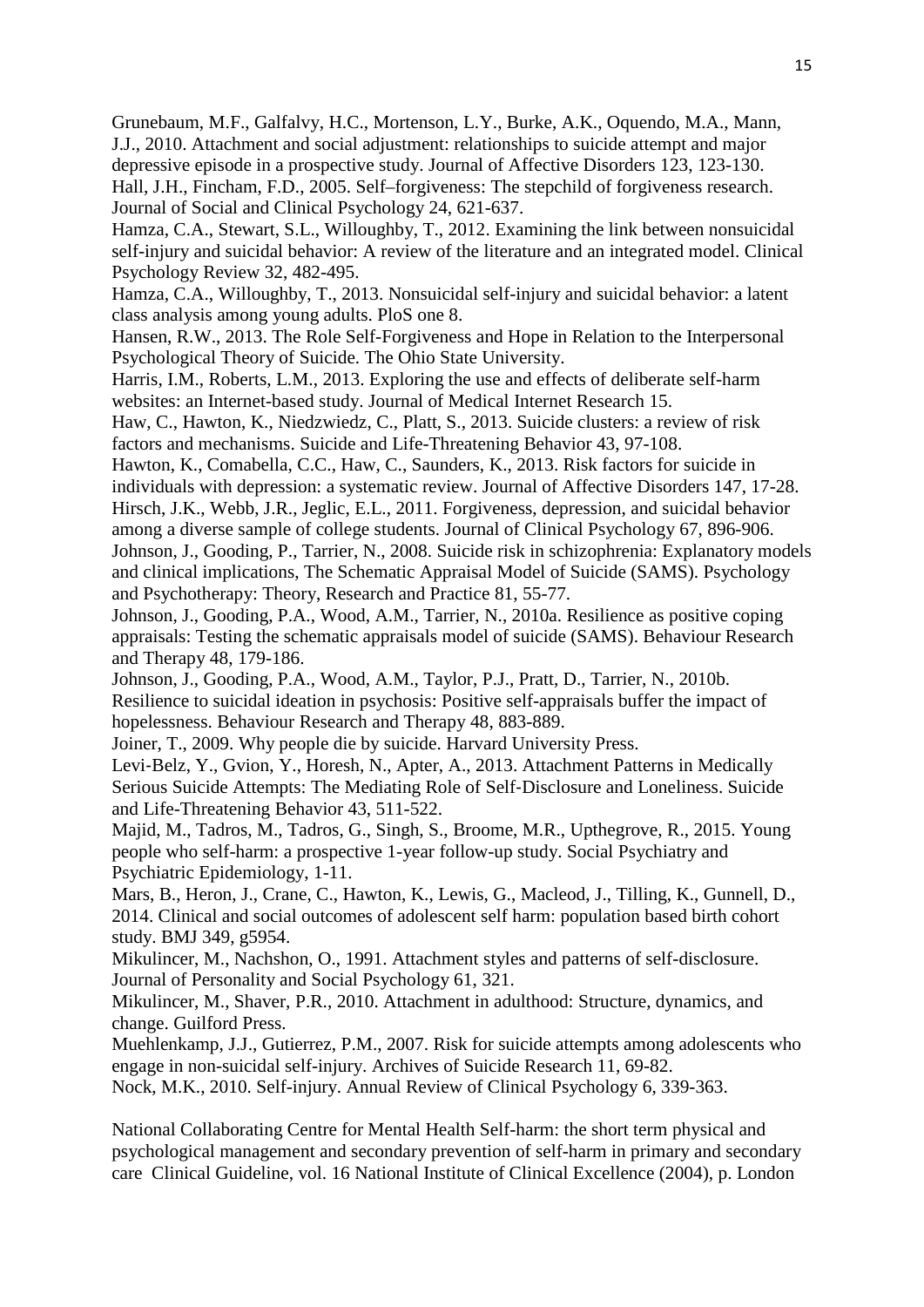Grunebaum, M.F., Galfalvy, H.C., Mortenson, L.Y., Burke, A.K., Oquendo, M.A., Mann, J.J., 2010. Attachment and social adjustment: relationships to suicide attempt and major depressive episode in a prospective study. Journal of Affective Disorders 123, 123-130.

Hall, J.H., Fincham, F.D., 2005. Self–forgiveness: The stepchild of forgiveness research. Journal of Social and Clinical Psychology 24, 621-637.

Hamza, C.A., Stewart, S.L., Willoughby, T., 2012. Examining the link between nonsuicidal self-injury and suicidal behavior: A review of the literature and an integrated model. Clinical Psychology Review 32, 482-495.

Hamza, C.A., Willoughby, T., 2013. Nonsuicidal self-injury and suicidal behavior: a latent class analysis among young adults. PloS one 8.

Hansen, R.W., 2013. The Role Self-Forgiveness and Hope in Relation to the Interpersonal Psychological Theory of Suicide. The Ohio State University.

Harris, I.M., Roberts, L.M., 2013. Exploring the use and effects of deliberate self-harm websites: an Internet-based study. Journal of Medical Internet Research 15.

Haw, C., Hawton, K., Niedzwiedz, C., Platt, S., 2013. Suicide clusters: a review of risk factors and mechanisms. Suicide and Life-Threatening Behavior 43, 97-108.

Hawton, K., Comabella, C.C., Haw, C., Saunders, K., 2013. Risk factors for suicide in individuals with depression: a systematic review. Journal of Affective Disorders 147, 17-28.

Hirsch, J.K., Webb, J.R., Jeglic, E.L., 2011. Forgiveness, depression, and suicidal behavior among a diverse sample of college students. Journal of Clinical Psychology 67, 896-906.

Johnson, J., Gooding, P., Tarrier, N., 2008. Suicide risk in schizophrenia: Explanatory models and clinical implications, The Schematic Appraisal Model of Suicide (SAMS). Psychology and Psychotherapy: Theory, Research and Practice 81, 55-77.

Johnson, J., Gooding, P.A., Wood, A.M., Tarrier, N., 2010a. Resilience as positive coping appraisals: Testing the schematic appraisals model of suicide (SAMS). Behaviour Research and Therapy 48, 179-186.

Johnson, J., Gooding, P.A., Wood, A.M., Taylor, P.J., Pratt, D., Tarrier, N., 2010b. Resilience to suicidal ideation in psychosis: Positive self-appraisals buffer the impact of hopelessness. Behaviour Research and Therapy 48, 883-889.

Joiner, T., 2009. Why people die by suicide. Harvard University Press.

Levi‐Belz, Y., Gvion, Y., Horesh, N., Apter, A., 2013. Attachment Patterns in Medically Serious Suicide Attempts: The Mediating Role of Self‐Disclosure and Loneliness. Suicide and Life-Threatening Behavior 43, 511-522.

Majid, M., Tadros, M., Tadros, G., Singh, S., Broome, M.R., Upthegrove, R., 2015. Young people who self-harm: a prospective 1-year follow-up study. Social Psychiatry and Psychiatric Epidemiology, 1-11.

Mars, B., Heron, J., Crane, C., Hawton, K., Lewis, G., Macleod, J., Tilling, K., Gunnell, D., 2014. Clinical and social outcomes of adolescent self harm: population based birth cohort study. BMJ 349, g5954.

Mikulincer, M., Nachshon, O., 1991. Attachment styles and patterns of self-disclosure. Journal of Personality and Social Psychology 61, 321.

Mikulincer, M., Shaver, P.R., 2010. Attachment in adulthood: Structure, dynamics, and change. Guilford Press.

Muehlenkamp, J.J., Gutierrez, P.M., 2007. Risk for suicide attempts among adolescents who engage in non-suicidal self-injury. Archives of Suicide Research 11, 69-82.

Nock, M.K., 2010. Self-injury. Annual Review of Clinical Psychology 6, 339-363.

National Collaborating Centre for Mental Health Self-harm: the short term physical and psychological management and secondary prevention of self-harm in primary and secondary care Clinical Guideline, vol. 16 National Institute of Clinical Excellence (2004), p. London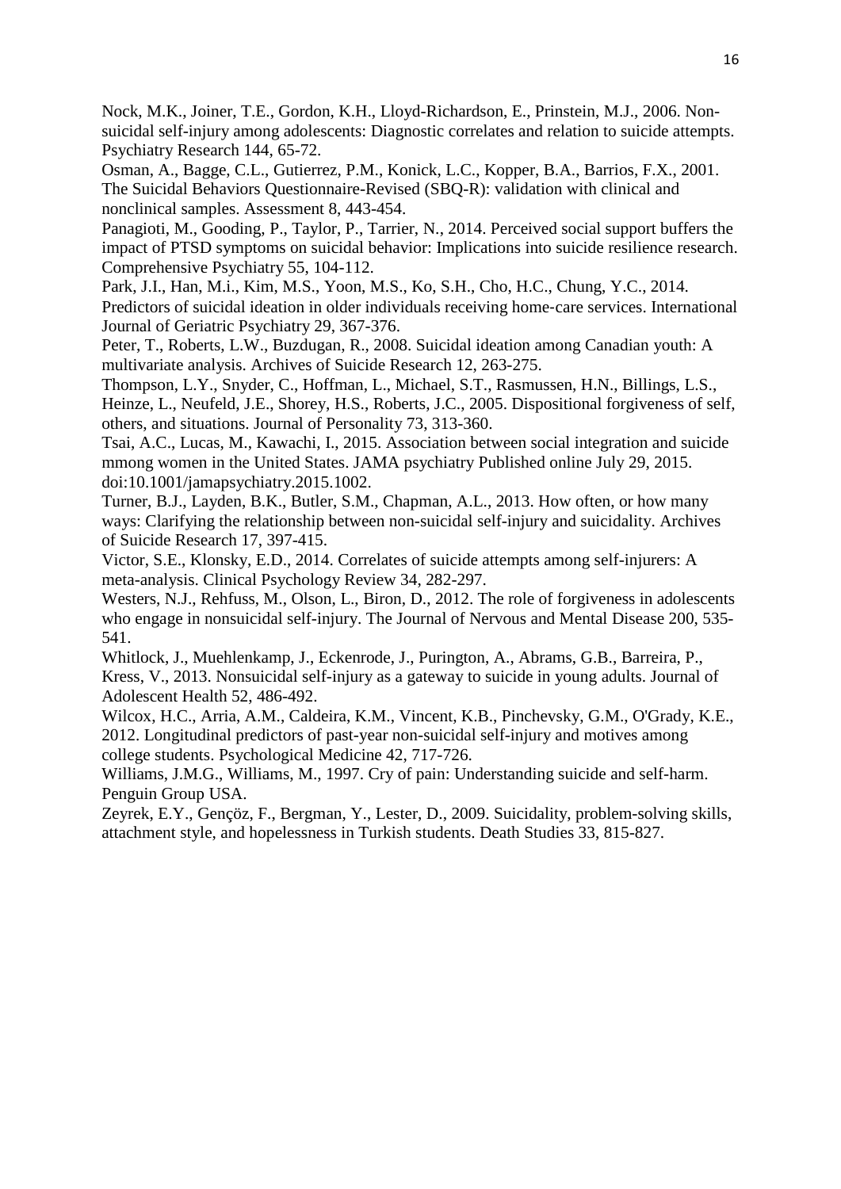Nock, M.K., Joiner, T.E., Gordon, K.H., Lloyd-Richardson, E., Prinstein, M.J., 2006. Non-suicidal self-injury among adolescents: Diagnostic correlates and relation to suicide attempts. Psychiatry Research 144, 65-72.

Osman, A., Bagge, C.L., Gutierrez, P.M., Konick, L.C., Kopper, B.A., Barrios, F.X., 2001. The Suicidal Behaviors Questionnaire-Revised (SBQ-R): validation with clinical and nonclinical samples. Assessment 8, 443-454.

Panagioti, M., Gooding, P., Taylor, P., Tarrier, N., 2014. Perceived social support buffers the impact of PTSD symptoms on suicidal behavior: Implications into suicide resilience research. Comprehensive Psychiatry 55, 104-112.

Park, J.I., Han, M.i., Kim, M.S., Yoon, M.S., Ko, S.H., Cho, H.C., Chung, Y.C., 2014. Predictors of suicidal ideation in older individuals receiving home‐care services. International Journal of Geriatric Psychiatry 29, 367-376.

Peter, T., Roberts, L.W., Buzdugan, R., 2008. Suicidal ideation among Canadian youth: A multivariate analysis. Archives of Suicide Research 12, 263-275.

Thompson, L.Y., Snyder, C., Hoffman, L., Michael, S.T., Rasmussen, H.N., Billings, L.S., Heinze, L., Neufeld, J.E., Shorey, H.S., Roberts, J.C., 2005. Dispositional forgiveness of self, others, and situations. Journal of Personality 73, 313-360.

Tsai, A.C., Lucas, M., Kawachi, I., 2015. Association between social integration and suicide mmong women in the United States. JAMA psychiatry Published online July 29, 2015. doi:10.1001/jamapsychiatry.2015.1002.

Turner, B.J., Layden, B.K., Butler, S.M., Chapman, A.L., 2013. How often, or how many ways: Clarifying the relationship between non-suicidal self-injury and suicidality. Archives of Suicide Research 17, 397-415.

Victor, S.E., Klonsky, E.D., 2014. Correlates of suicide attempts among self-injurers: A meta-analysis. Clinical Psychology Review 34, 282-297.

Westers, N.J., Rehfuss, M., Olson, L., Biron, D., 2012. The role of forgiveness in adolescents who engage in nonsuicidal self-injury. The Journal of Nervous and Mental Disease 200, 535-541.

Whitlock, J., Muehlenkamp, J., Eckenrode, J., Purington, A., Abrams, G.B., Barreira, P., Kress, V., 2013. Nonsuicidal self-injury as a gateway to suicide in young adults. Journal of Adolescent Health 52, 486-492.

Wilcox, H.C., Arria, A.M., Caldeira, K.M., Vincent, K.B., Pinchevsky, G.M., O'Grady, K.E., 2012. Longitudinal predictors of past-year non-suicidal self-injury and motives among college students. Psychological Medicine 42, 717-726.

Williams, J.M.G., Williams, M., 1997. Cry of pain: Understanding suicide and self-harm. Penguin Group USA.

Zeyrek, E.Y., Gençöz, F., Bergman, Y., Lester, D., 2009. Suicidality, problem-solving skills, attachment style, and hopelessness in Turkish students. Death Studies 33, 815-827.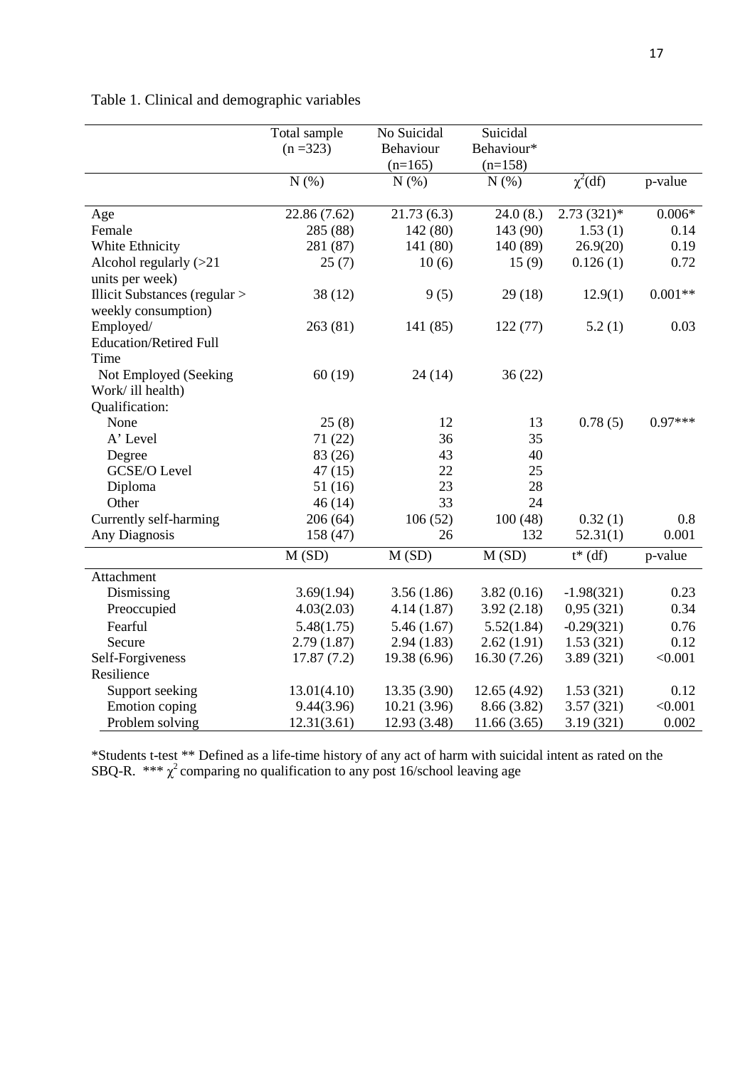Table 1. Clinical and demographic variables

| | Total sample (n =323) | No Suicidal Behaviour (n=165) | Suicidal Behaviour* (n=158) | | |
|---|---|---|---|---|---|
| | N (%) | N (%) | N (%) | $\chi^2$(df) | p-value |
| Age | 22.86 (7.62) | 21.73 (6.3) | 24.0 (8.) | 2.73 (321)* | 0.006* |
| Female | 285 (88) | 142 (80) | 143 (90) | 1.53 (1) | 0.14 |
| White Ethnicity | 281 (87) | 141 (80) | 140 (89) | 26.9(20) | 0.19 |
| Alcohol regularly (>21 units per week) | 25 (7) | 10 (6) | 15 (9) | 0.126 (1) | 0.72 |
| Illicit Substances (regular > weekly consumption) | 38 (12) | 9 (5) | 29 (18) | 12.9(1) | 0.001** |
| Employed/ Education/Retired Full Time | 263 (81) | 141 (85) | 122 (77) | 5.2 (1) | 0.03 |
| Not Employed (Seeking Work/ ill health) | 60 (19) | 24 (14) | 36 (22) | | |
| Qualification: | | | | | |
| None | 25 (8) | 12 | 13 | 0.78 (5) | 0.97*** |
| A' Level | 71 (22) | 36 | 35 | | |
| Degree | 83 (26) | 43 | 40 | | |
| GCSE/O Level | 47 (15) | 22 | 25 | | |
| Diploma | 51 (16) | 23 | 28 | | |
| Other | 46 (14) | 33 | 24 | | |
| Currently self-harming | 206 (64) | 106 (52) | 100 (48) | 0.32 (1) | 0.8 |
| Any Diagnosis | 158 (47) | 26 | 132 | 52.31(1) | 0.001 |
| | M (SD) | M (SD) | M (SD) | t* (df) | p-value |
| Attachment | | | | | |
| Dismissing | 3.69(1.94) | 3.56 (1.86) | 3.82 (0.16) | -1.98(321) | 0.23 |
| Preoccupied | 4.03(2.03) | 4.14 (1.87) | 3.92 (2.18) | 0,95 (321) | 0.34 |
| Fearful | 5.48(1.75) | 5.46 (1.67) | 5.52(1.84) | -0.29(321) | 0.76 |
| Secure | 2.79 (1.87) | 2.94 (1.83) | 2.62 (1.91) | 1.53 (321) | 0.12 |
| Self-Forgiveness | 17.87 (7.2) | 19.38 (6.96) | 16.30 (7.26) | 3.89 (321) | <0.001 |
| Resilience | | | | | |
| Support seeking | 13.01(4.10) | 13.35 (3.90) | 12.65 (4.92) | 1.53 (321) | 0.12 |
| Emotion coping | 9.44(3.96) | 10.21 (3.96) | 8.66 (3.82) | 3.57 (321) | <0.001 |
| Problem solving | 12.31(3.61) | 12.93 (3.48) | 11.66 (3.65) | 3.19 (321) | 0.002 |

*Students t-test ** Defined as a life-time history of any act of harm with suicidal intent as rated on the SBQ-R. *** $\chi^2$ comparing no qualification to any post 16/school leaving age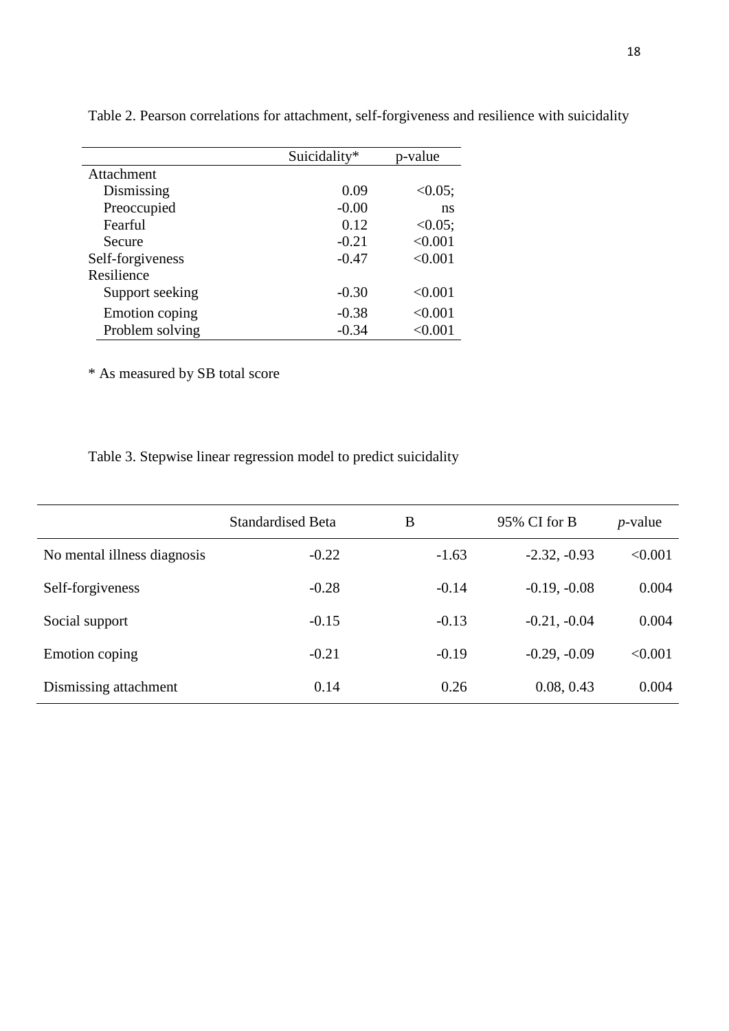Table 2. Pearson correlations for attachment, self-forgiveness and resilience with suicidality

| | Suicidality* | p-value |
|---|---|---|
| Attachment | | |
| Dismissing | 0.09 | <0.05; |
| Preoccupied | -0.00 | ns |
| Fearful | 0.12 | <0.05; |
| Secure | -0.21 | <0.001 |
| Self-forgiveness | -0.47 | <0.001 |
| Resilience | | |
| Support seeking | -0.30 | <0.001 |
| Emotion coping | -0.38 | <0.001 |
| Problem solving | -0.34 | <0.001 |

* As measured by SB total score

Table 3. Stepwise linear regression model to predict suicidality

| | Standardised Beta | B | 95% CI for B | *p*-value |
|---|---|---|---|---|
| No mental illness diagnosis | -0.22 | -1.63 | -2.32, -0.93 | <0.001 |
| Self-forgiveness | -0.28 | -0.14 | -0.19, -0.08 | 0.004 |
| Social support | -0.15 | -0.13 | -0.21, -0.04 | 0.004 |
| Emotion coping | -0.21 | -0.19 | -0.29, -0.09 | <0.001 |
| Dismissing attachment | 0.14 | 0.26 | 0.08, 0.43 | 0.004 |